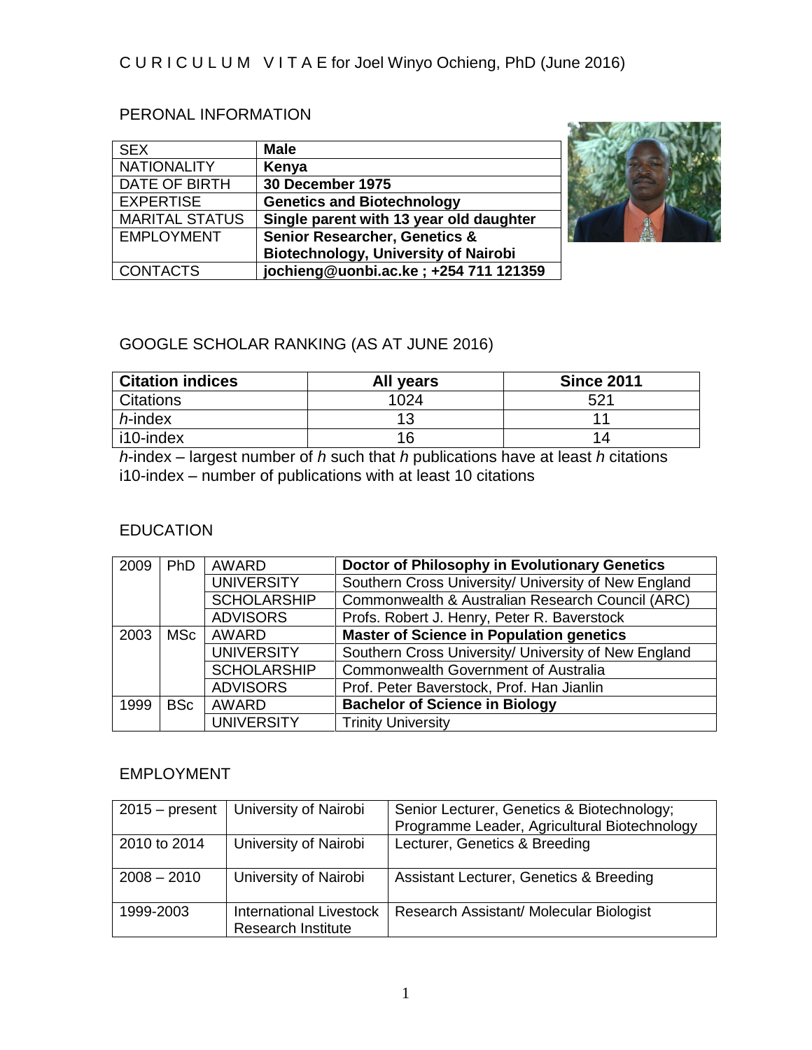# C U R I C U L U M V I T A E for Joel Winyo Ochieng, PhD (June 2016)

## PERONAL INFORMATION

| | |
|---|---|
| SEX | **Male** |
| NATIONALITY | **Kenya** |
| DATE OF BIRTH | **30 December 1975** |
| EXPERTISE | **Genetics and Biotechnology** |
| MARITAL STATUS | **Single parent with 13 year old daughter** |
| EMPLOYMENT | **Senior Researcher, Genetics & Biotechnology, University of Nairobi** |
| CONTACTS | **jochieng@uonbi.ac.ke ; +254 711 121359** |

## GOOGLE SCHOLAR RANKING (AS AT JUNE 2016)

| **Citation indices** | **All years** | **Since 2011** |
|---|---|---|
| Citations | 1024 | 521 |
| *h*-index | 13 | 11 |
| i10-index | 16 | 14 |

*h*-index – largest number of *h* such that *h* publications have at least *h* citations
i10-index – number of publications with at least 10 citations

## EDUCATION

| | | | |
|---|---|---|---|
| 2009 | PhD | AWARD | **Doctor of Philosophy in Evolutionary Genetics** |
| | | UNIVERSITY | Southern Cross University/ University of New England |
| | | SCHOLARSHIP | Commonwealth & Australian Research Council (ARC) |
| | | ADVISORS | Profs. Robert J. Henry, Peter R. Baverstock |
| 2003 | MSc | AWARD | **Master of Science in Population genetics** |
| | | UNIVERSITY | Southern Cross University/ University of New England |
| | | SCHOLARSHIP | Commonwealth Government of Australia |
| | | ADVISORS | Prof. Peter Baverstock, Prof. Han Jianlin |
| 1999 | BSc | AWARD | **Bachelor of Science in Biology** |
| | | UNIVERSITY | Trinity University |

## EMPLOYMENT

| | | |
|---|---|---|
| 2015 – present | University of Nairobi | Senior Lecturer, Genetics & Biotechnology; Programme Leader, Agricultural Biotechnology |
| 2010 to 2014 | University of Nairobi | Lecturer, Genetics & Breeding |
| 2008 – 2010 | University of Nairobi | Assistant Lecturer, Genetics & Breeding |
| 1999-2003 | International Livestock Research Institute | Research Assistant/ Molecular Biologist |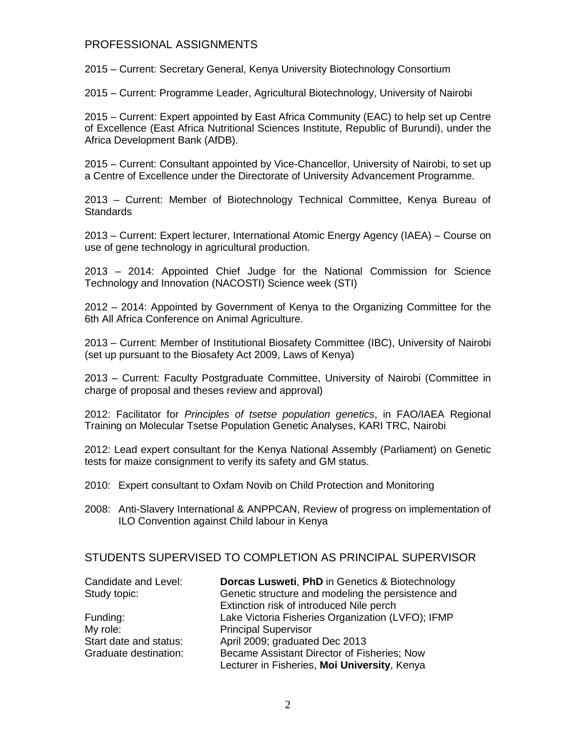## PROFESSIONAL ASSIGNMENTS

2015 – Current: Secretary General, Kenya University Biotechnology Consortium

2015 – Current: Programme Leader, Agricultural Biotechnology, University of Nairobi

2015 – Current: Expert appointed by East Africa Community (EAC) to help set up Centre of Excellence (East Africa Nutritional Sciences Institute, Republic of Burundi), under the Africa Development Bank (AfDB).

2015 – Current: Consultant appointed by Vice-Chancellor, University of Nairobi, to set up a Centre of Excellence under the Directorate of University Advancement Programme.

2013 – Current: Member of Biotechnology Technical Committee, Kenya Bureau of Standards

2013 – Current: Expert lecturer, International Atomic Energy Agency (IAEA) – Course on use of gene technology in agricultural production.

2013 – 2014: Appointed Chief Judge for the National Commission for Science Technology and Innovation (NACOSTI) Science week (STI)

2012 – 2014: Appointed by Government of Kenya to the Organizing Committee for the 6th All Africa Conference on Animal Agriculture.

2013 – Current: Member of Institutional Biosafety Committee (IBC), University of Nairobi (set up pursuant to the Biosafety Act 2009, Laws of Kenya)

2013 – Current: Faculty Postgraduate Committee, University of Nairobi (Committee in charge of proposal and theses review and approval)

2012: Facilitator for *Principles of tsetse population genetics*, in FAO/IAEA Regional Training on Molecular Tsetse Population Genetic Analyses, KARI TRC, Nairobi

2012: Lead expert consultant for the Kenya National Assembly (Parliament) on Genetic tests for maize consignment to verify its safety and GM status.

2010: Expert consultant to Oxfam Novib on Child Protection and Monitoring

2008: Anti-Slavery International & ANPPCAN, Review of progress on implementation of ILO Convention against Child labour in Kenya

## STUDENTS SUPERVISED TO COMPLETION AS PRINCIPAL SUPERVISOR

| | |
|---|---|
| Candidate and Level: | **Dorcas Lusweti**, **PhD** in Genetics & Biotechnology |
| Study topic: | Genetic structure and modeling the persistence and Extinction risk of introduced Nile perch |
| Funding: | Lake Victoria Fisheries Organization (LVFO); IFMP |
| My role: | Principal Supervisor |
| Start date and status: | April 2009; graduated Dec 2013 |
| Graduate destination: | Became Assistant Director of Fisheries; Now Lecturer in Fisheries, **Moi University**, Kenya |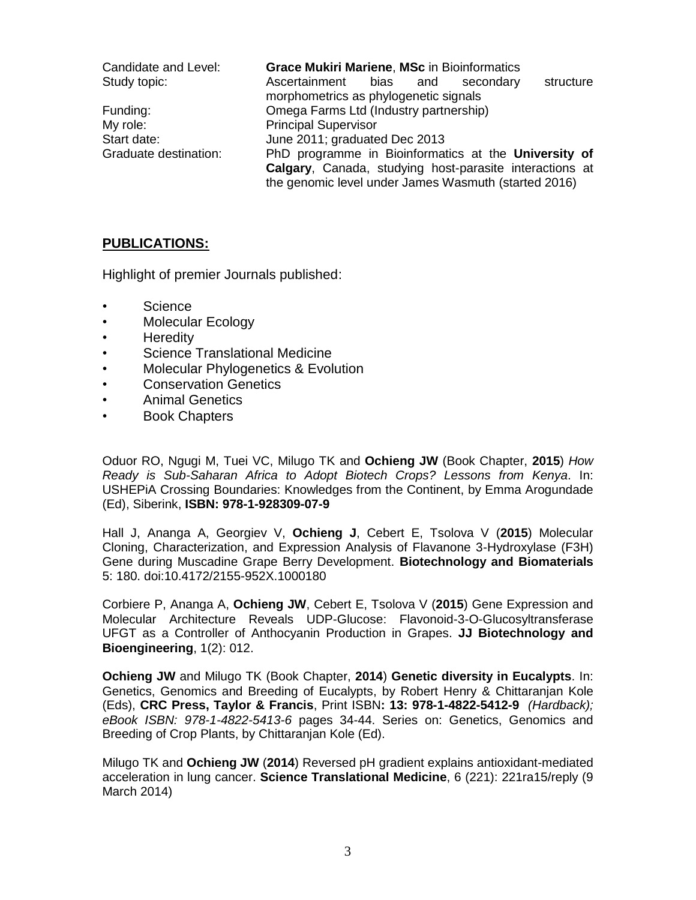| | |
|---|---|
| Candidate and Level: | **Grace Mukiri Mariene**, **MSc** in Bioinformatics |
| Study topic: | Ascertainment bias and secondary structure morphometrics as phylogenetic signals |
| Funding: | Omega Farms Ltd (Industry partnership) |
| My role: | Principal Supervisor |
| Start date: | June 2011; graduated Dec 2013 |
| Graduate destination: | PhD programme in Bioinformatics at the **University of Calgary**, Canada, studying host-parasite interactions at the genomic level under James Wasmuth (started 2016) |

## PUBLICATIONS:

Highlight of premier Journals published:

- Science
- Molecular Ecology
- Heredity
- Science Translational Medicine
- Molecular Phylogenetics & Evolution
- Conservation Genetics
- Animal Genetics
- Book Chapters

Oduor RO, Ngugi M, Tuei VC, Milugo TK and **Ochieng JW** (Book Chapter, **2015**) *How Ready is Sub-Saharan Africa to Adopt Biotech Crops? Lessons from Kenya*. In: USHEPiA Crossing Boundaries: Knowledges from the Continent, by Emma Arogundade (Ed), Siberink, **ISBN: 978-1-928309-07-9**

Hall J, Ananga A, Georgiev V, **Ochieng J**, Cebert E, Tsolova V (**2015**) Molecular Cloning, Characterization, and Expression Analysis of Flavanone 3-Hydroxylase (F3H) Gene during Muscadine Grape Berry Development. **Biotechnology and Biomaterials** 5: 180. doi:10.4172/2155-952X.1000180

Corbiere P, Ananga A, **Ochieng JW**, Cebert E, Tsolova V (**2015**) Gene Expression and Molecular Architecture Reveals UDP-Glucose: Flavonoid-3-O-Glucosyltransferase UFGT as a Controller of Anthocyanin Production in Grapes. **JJ Biotechnology and Bioengineering**, 1(2): 012.

**Ochieng JW** and Milugo TK (Book Chapter, **2014**) **Genetic diversity in Eucalypts**. In: Genetics, Genomics and Breeding of Eucalypts, by Robert Henry & Chittaranjan Kole (Eds), **CRC Press, Taylor & Francis**, Print ISBN**: 13: 978-1-4822-5412-9** *(Hardback); eBook ISBN: 978-1-4822-5413-6* pages 34-44. Series on: Genetics, Genomics and Breeding of Crop Plants, by Chittaranjan Kole (Ed).

Milugo TK and **Ochieng JW** (**2014**) Reversed pH gradient explains antioxidant-mediated acceleration in lung cancer. **Science Translational Medicine**, 6 (221): 221ra15/reply (9 March 2014)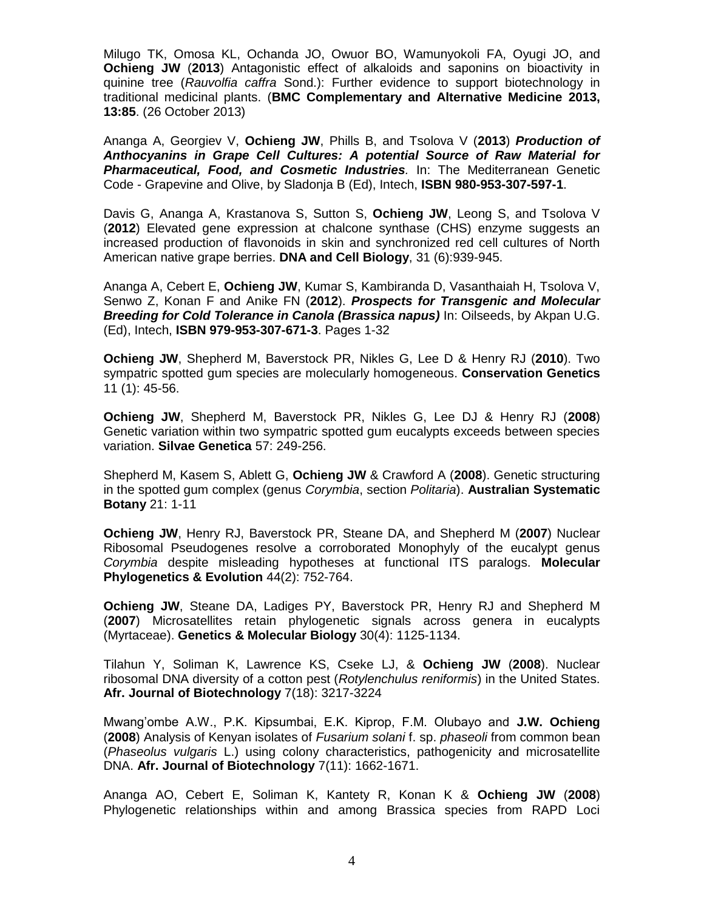Milugo TK, Omosa KL, Ochanda JO, Owuor BO, Wamunyokoli FA, Oyugi JO, and **Ochieng JW** (**2013**) Antagonistic effect of alkaloids and saponins on bioactivity in quinine tree (*Rauvolfia caffra* Sond.): Further evidence to support biotechnology in traditional medicinal plants. (**BMC Complementary and Alternative Medicine 2013, 13:85**. (26 October 2013)

Ananga A, Georgiev V, **Ochieng JW**, Phills B, and Tsolova V (**2013**) ***Production of Anthocyanins in Grape Cell Cultures: A potential Source of Raw Material for Pharmaceutical, Food, and Cosmetic Industries***. In: The Mediterranean Genetic Code - Grapevine and Olive, by Sladonja B (Ed), Intech, **ISBN 980-953-307-597-1**.

Davis G, Ananga A, Krastanova S, Sutton S, **Ochieng JW**, Leong S, and Tsolova V (**2012**) Elevated gene expression at chalcone synthase (CHS) enzyme suggests an increased production of flavonoids in skin and synchronized red cell cultures of North American native grape berries. **DNA and Cell Biology**, 31 (6):939-945.

Ananga A, Cebert E, **Ochieng JW**, Kumar S, Kambiranda D, Vasanthaiah H, Tsolova V, Senwo Z, Konan F and Anike FN (**2012**). ***Prospects for Transgenic and Molecular Breeding for Cold Tolerance in Canola (Brassica napus)*** In: Oilseeds, by Akpan U.G. (Ed), Intech, **ISBN 979-953-307-671-3**. Pages 1-32

**Ochieng JW**, Shepherd M, Baverstock PR, Nikles G, Lee D & Henry RJ (**2010**). Two sympatric spotted gum species are molecularly homogeneous. **Conservation Genetics** 11 (1): 45-56.

**Ochieng JW**, Shepherd M, Baverstock PR, Nikles G, Lee DJ & Henry RJ (**2008**) Genetic variation within two sympatric spotted gum eucalypts exceeds between species variation. **Silvae Genetica** 57: 249-256.

Shepherd M, Kasem S, Ablett G, **Ochieng JW** & Crawford A (**2008**). Genetic structuring in the spotted gum complex (genus *Corymbia*, section *Politaria*). **Australian Systematic Botany** 21: 1-11

**Ochieng JW**, Henry RJ, Baverstock PR, Steane DA, and Shepherd M (**2007**) Nuclear Ribosomal Pseudogenes resolve a corroborated Monophyly of the eucalypt genus *Corymbia* despite misleading hypotheses at functional ITS paralogs. **Molecular Phylogenetics & Evolution** 44(2): 752-764.

**Ochieng JW**, Steane DA, Ladiges PY, Baverstock PR, Henry RJ and Shepherd M (**2007**) Microsatellites retain phylogenetic signals across genera in eucalypts (Myrtaceae). **Genetics & Molecular Biology** 30(4): 1125-1134.

Tilahun Y, Soliman K, Lawrence KS, Cseke LJ, & **Ochieng JW** (**2008**). Nuclear ribosomal DNA diversity of a cotton pest (*Rotylenchulus reniformis*) in the United States. **Afr. Journal of Biotechnology** 7(18): 3217-3224

Mwang'ombe A.W., P.K. Kipsumbai, E.K. Kiprop, F.M. Olubayo and **J.W. Ochieng** (**2008**) Analysis of Kenyan isolates of *Fusarium solani* f. sp. *phaseoli* from common bean (*Phaseolus vulgaris* L.) using colony characteristics, pathogenicity and microsatellite DNA. **Afr. Journal of Biotechnology** 7(11): 1662-1671.

Ananga AO, Cebert E, Soliman K, Kantety R, Konan K & **Ochieng JW** (**2008**) Phylogenetic relationships within and among Brassica species from RAPD Loci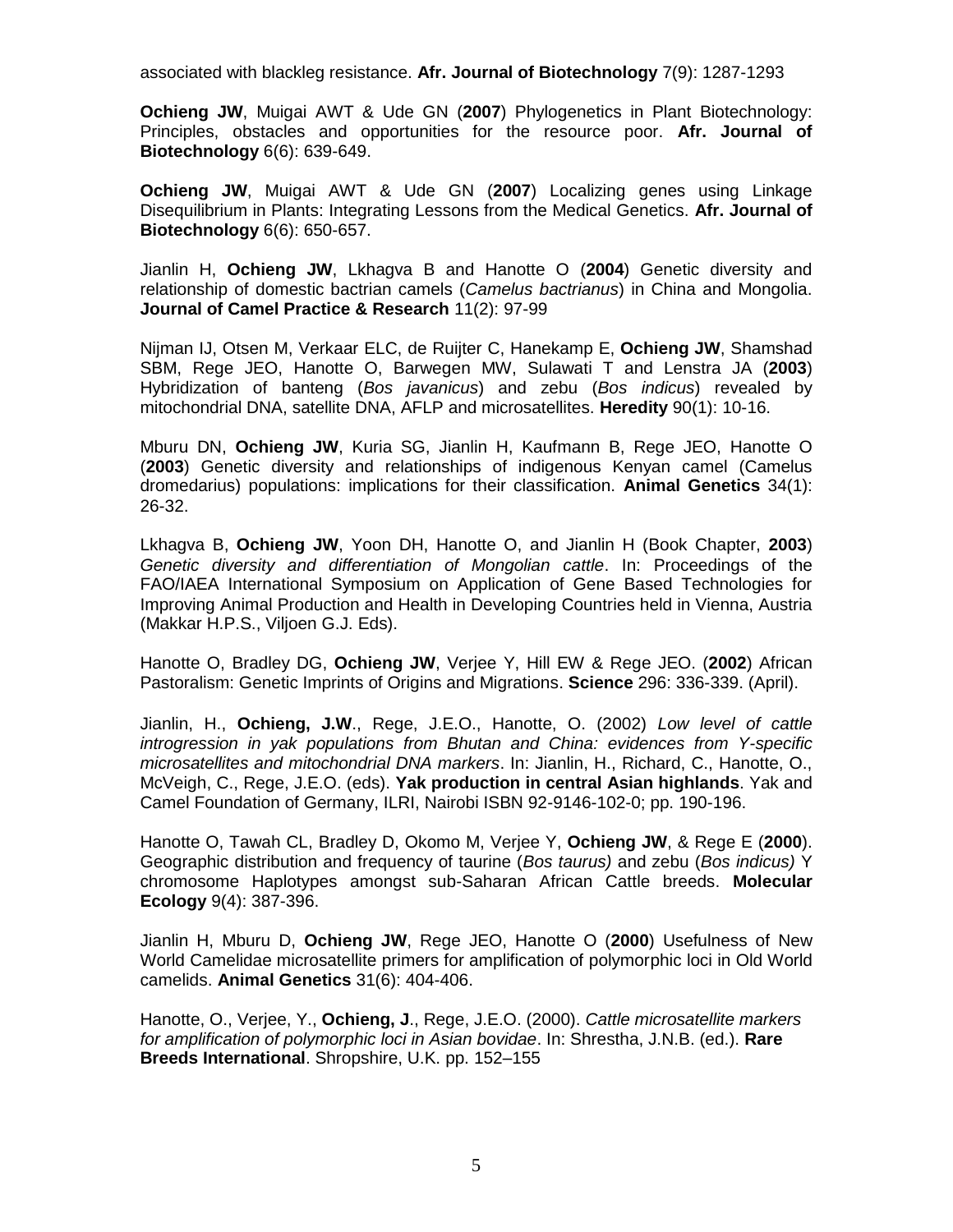associated with blackleg resistance. **Afr. Journal of Biotechnology** 7(9): 1287-1293

**Ochieng JW**, Muigai AWT & Ude GN (**2007**) Phylogenetics in Plant Biotechnology: Principles, obstacles and opportunities for the resource poor. **Afr. Journal of Biotechnology** 6(6): 639-649.

**Ochieng JW**, Muigai AWT & Ude GN (**2007**) Localizing genes using Linkage Disequilibrium in Plants: Integrating Lessons from the Medical Genetics. **Afr. Journal of Biotechnology** 6(6): 650-657.

Jianlin H, **Ochieng JW**, Lkhagva B and Hanotte O (**2004**) Genetic diversity and relationship of domestic bactrian camels (*Camelus bactrianus*) in China and Mongolia. **Journal of Camel Practice & Research** 11(2): 97-99

Nijman IJ, Otsen M, Verkaar ELC, de Ruijter C, Hanekamp E, **Ochieng JW**, Shamshad SBM, Rege JEO, Hanotte O, Barwegen MW, Sulawati T and Lenstra JA (**2003**) Hybridization of banteng (*Bos javanicus*) and zebu (*Bos indicus*) revealed by mitochondrial DNA, satellite DNA, AFLP and microsatellites. **Heredity** 90(1): 10-16.

Mburu DN, **Ochieng JW**, Kuria SG, Jianlin H, Kaufmann B, Rege JEO, Hanotte O (**2003**) Genetic diversity and relationships of indigenous Kenyan camel (Camelus dromedarius) populations: implications for their classification. **Animal Genetics** 34(1): 26-32.

Lkhagva B, **Ochieng JW**, Yoon DH, Hanotte O, and Jianlin H (Book Chapter, **2003**) *Genetic diversity and differentiation of Mongolian cattle*. In: Proceedings of the FAO/IAEA International Symposium on Application of Gene Based Technologies for Improving Animal Production and Health in Developing Countries held in Vienna, Austria (Makkar H.P.S., Viljoen G.J. Eds).

Hanotte O, Bradley DG, **Ochieng JW**, Verjee Y, Hill EW & Rege JEO. (**2002**) African Pastoralism: Genetic Imprints of Origins and Migrations. **Science** 296: 336-339. (April).

Jianlin, H., **Ochieng, J.W**., Rege, J.E.O., Hanotte, O. (2002) *Low level of cattle introgression in yak populations from Bhutan and China: evidences from Y-specific microsatellites and mitochondrial DNA markers*. In: Jianlin, H., Richard, C., Hanotte, O., McVeigh, C., Rege, J.E.O. (eds). **Yak production in central Asian highlands**. Yak and Camel Foundation of Germany, ILRI, Nairobi ISBN 92-9146-102-0; pp. 190-196.

Hanotte O, Tawah CL, Bradley D, Okomo M, Verjee Y, **Ochieng JW**, & Rege E (**2000**). Geographic distribution and frequency of taurine (*Bos taurus)* and zebu (*Bos indicus)* Y chromosome Haplotypes amongst sub-Saharan African Cattle breeds. **Molecular Ecology** 9(4): 387-396.

Jianlin H, Mburu D, **Ochieng JW**, Rege JEO, Hanotte O (**2000**) Usefulness of New World Camelidae microsatellite primers for amplification of polymorphic loci in Old World camelids. **Animal Genetics** 31(6): 404-406.

Hanotte, O., Verjee, Y., **Ochieng, J**., Rege, J.E.O. (2000). *Cattle microsatellite markers for amplification of polymorphic loci in Asian bovidae*. In: Shrestha, J.N.B. (ed.). **Rare Breeds International**. Shropshire, U.K. pp. 152–155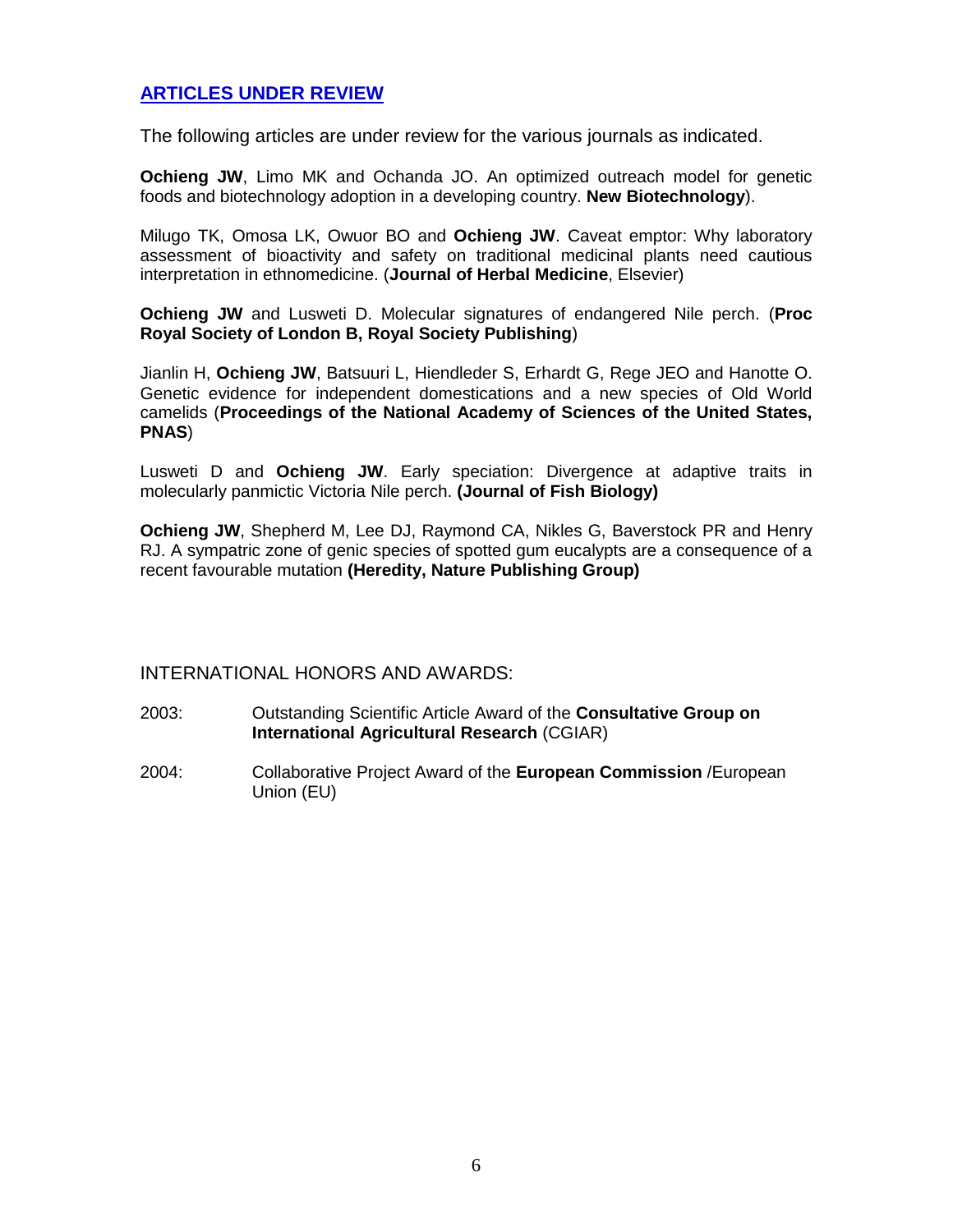## ARTICLES UNDER REVIEW

The following articles are under review for the various journals as indicated.

**Ochieng JW**, Limo MK and Ochanda JO. An optimized outreach model for genetic foods and biotechnology adoption in a developing country. **New Biotechnology**).

Milugo TK, Omosa LK, Owuor BO and **Ochieng JW**. Caveat emptor: Why laboratory assessment of bioactivity and safety on traditional medicinal plants need cautious interpretation in ethnomedicine. (**Journal of Herbal Medicine**, Elsevier)

**Ochieng JW** and Lusweti D. Molecular signatures of endangered Nile perch. (**Proc Royal Society of London B, Royal Society Publishing**)

Jianlin H, **Ochieng JW**, Batsuuri L, Hiendleder S, Erhardt G, Rege JEO and Hanotte O. Genetic evidence for independent domestications and a new species of Old World camelids (**Proceedings of the National Academy of Sciences of the United States, PNAS**)

Lusweti D and **Ochieng JW**. Early speciation: Divergence at adaptive traits in molecularly panmictic Victoria Nile perch. **(Journal of Fish Biology)**

**Ochieng JW**, Shepherd M, Lee DJ, Raymond CA, Nikles G, Baverstock PR and Henry RJ. A sympatric zone of genic species of spotted gum eucalypts are a consequence of a recent favourable mutation **(Heredity, Nature Publishing Group)**

## INTERNATIONAL HONORS AND AWARDS:

2003: Outstanding Scientific Article Award of the **Consultative Group on International Agricultural Research** (CGIAR)

2004: Collaborative Project Award of the **European Commission** /European Union (EU)